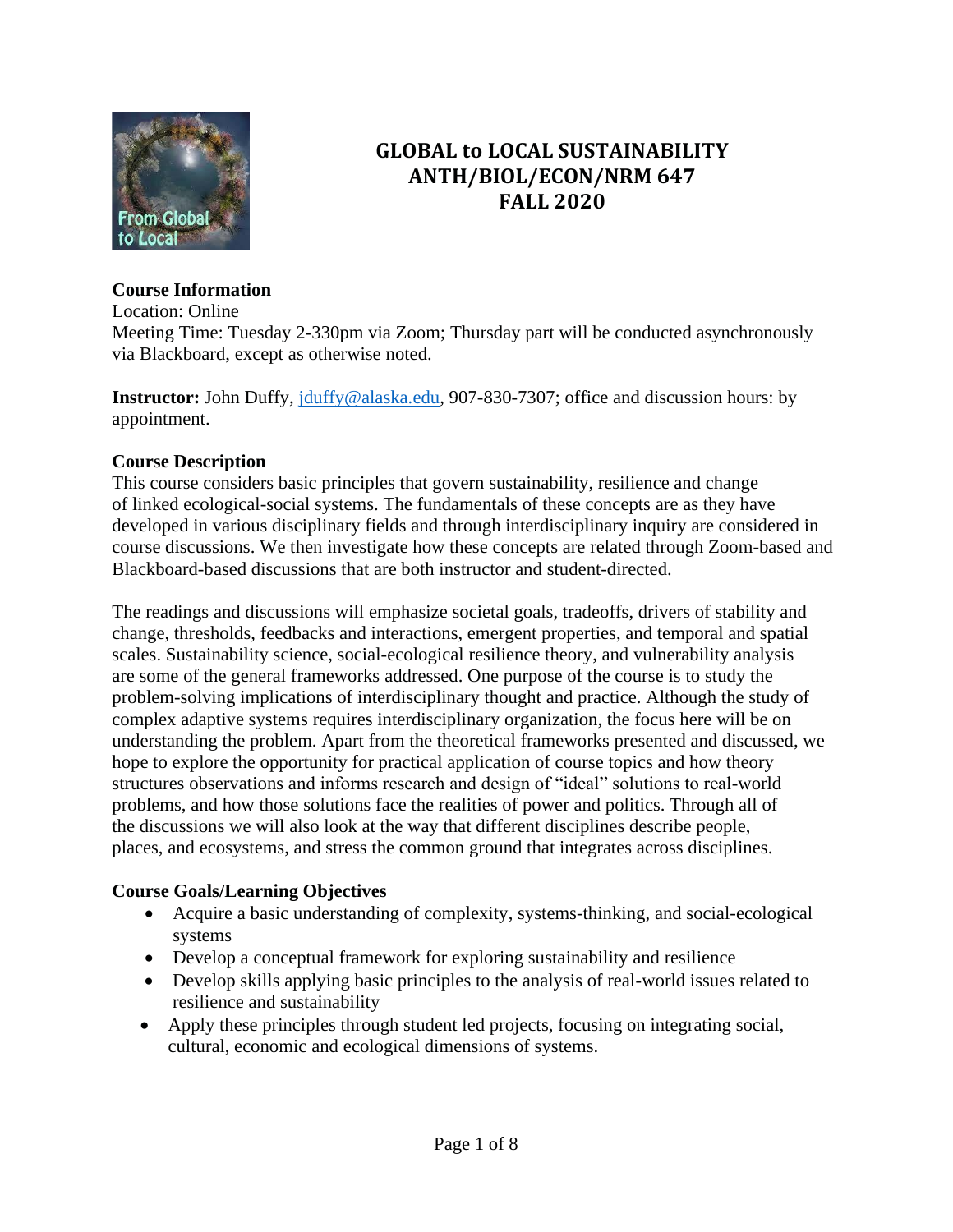# GLOBAL to LOCAL SUSTAINABILITY
# ANTH/BIOL/ECON/NRM 647
# FALL 2020

**Course Information**
Location: Online
Meeting Time: Tuesday 2-330pm via Zoom; Thursday part will be conducted asynchronously via Blackboard, except as otherwise noted.

**Instructor:** John Duffy, jduffy@alaska.edu, 907-830-7307; office and discussion hours: by appointment.

**Course Description**
This course considers basic principles that govern sustainability, resilience and change of linked ecological-social systems. The fundamentals of these concepts are as they have developed in various disciplinary fields and through interdisciplinary inquiry are considered in course discussions. We then investigate how these concepts are related through Zoom-based and Blackboard-based discussions that are both instructor and student-directed.

The readings and discussions will emphasize societal goals, tradeoffs, drivers of stability and change, thresholds, feedbacks and interactions, emergent properties, and temporal and spatial scales. Sustainability science, social-ecological resilience theory, and vulnerability analysis are some of the general frameworks addressed. One purpose of the course is to study the problem-solving implications of interdisciplinary thought and practice. Although the study of complex adaptive systems requires interdisciplinary organization, the focus here will be on understanding the problem. Apart from the theoretical frameworks presented and discussed, we hope to explore the opportunity for practical application of course topics and how theory structures observations and informs research and design of "ideal" solutions to real-world problems, and how those solutions face the realities of power and politics. Through all of the discussions we will also look at the way that different disciplines describe people, places, and ecosystems, and stress the common ground that integrates across disciplines.

**Course Goals/Learning Objectives**

- Acquire a basic understanding of complexity, systems-thinking, and social-ecological systems
- Develop a conceptual framework for exploring sustainability and resilience
- Develop skills applying basic principles to the analysis of real-world issues related to resilience and sustainability
- Apply these principles through student led projects, focusing on integrating social, cultural, economic and ecological dimensions of systems.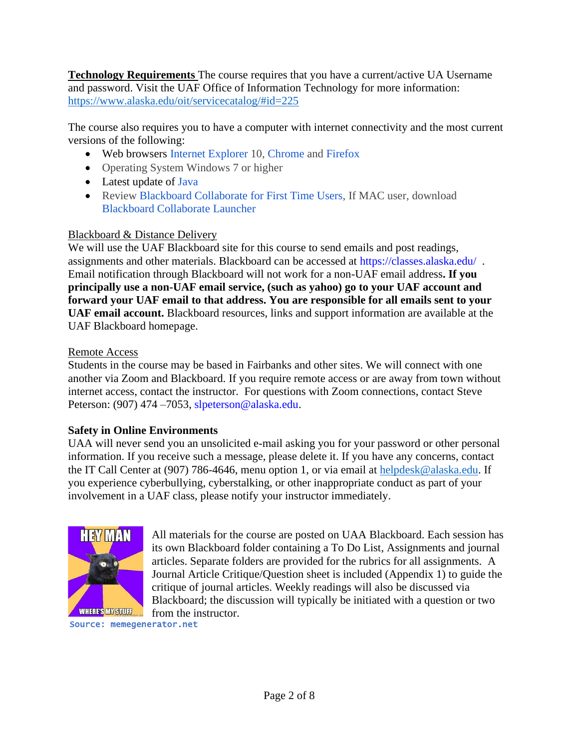**Technology Requirements** The course requires that you have a current/active UA Username and password. Visit the UAF Office of Information Technology for more information: https://www.alaska.edu/oit/servicecatalog/#id=225

The course also requires you to have a computer with internet connectivity and the most current versions of the following:

- Web browsers Internet Explorer 10, Chrome and Firefox
- Operating System Windows 7 or higher
- Latest update of Java
- Review Blackboard Collaborate for First Time Users, If MAC user, download Blackboard Collaborate Launcher

Blackboard & Distance Delivery

We will use the UAF Blackboard site for this course to send emails and post readings, assignments and other materials. Blackboard can be accessed at https://classes.alaska.edu/ . Email notification through Blackboard will not work for a non-UAF email address**. If you principally use a non-UAF email service, (such as yahoo) go to your UAF account and forward your UAF email to that address. You are responsible for all emails sent to your UAF email account.** Blackboard resources, links and support information are available at the UAF Blackboard homepage.

Remote Access

Students in the course may be based in Fairbanks and other sites. We will connect with one another via Zoom and Blackboard. If you require remote access or are away from town without internet access, contact the instructor. For questions with Zoom connections, contact Steve Peterson: (907) 474 –7053, slpeterson@alaska.edu.

**Safety in Online Environments**

UAA will never send you an unsolicited e-mail asking you for your password or other personal information. If you receive such a message, please delete it. If you have any concerns, contact the IT Call Center at (907) 786-4646, menu option 1, or via email at helpdesk@alaska.edu. If you experience cyberbullying, cyberstalking, or other inappropriate conduct as part of your involvement in a UAF class, please notify your instructor immediately.

All materials for the course are posted on UAA Blackboard. Each session has its own Blackboard folder containing a To Do List, Assignments and journal articles. Separate folders are provided for the rubrics for all assignments. A Journal Article Critique/Question sheet is included (Appendix 1) to guide the critique of journal articles. Weekly readings will also be discussed via Blackboard; the discussion will typically be initiated with a question or two from the instructor.

Source: memegenerator.net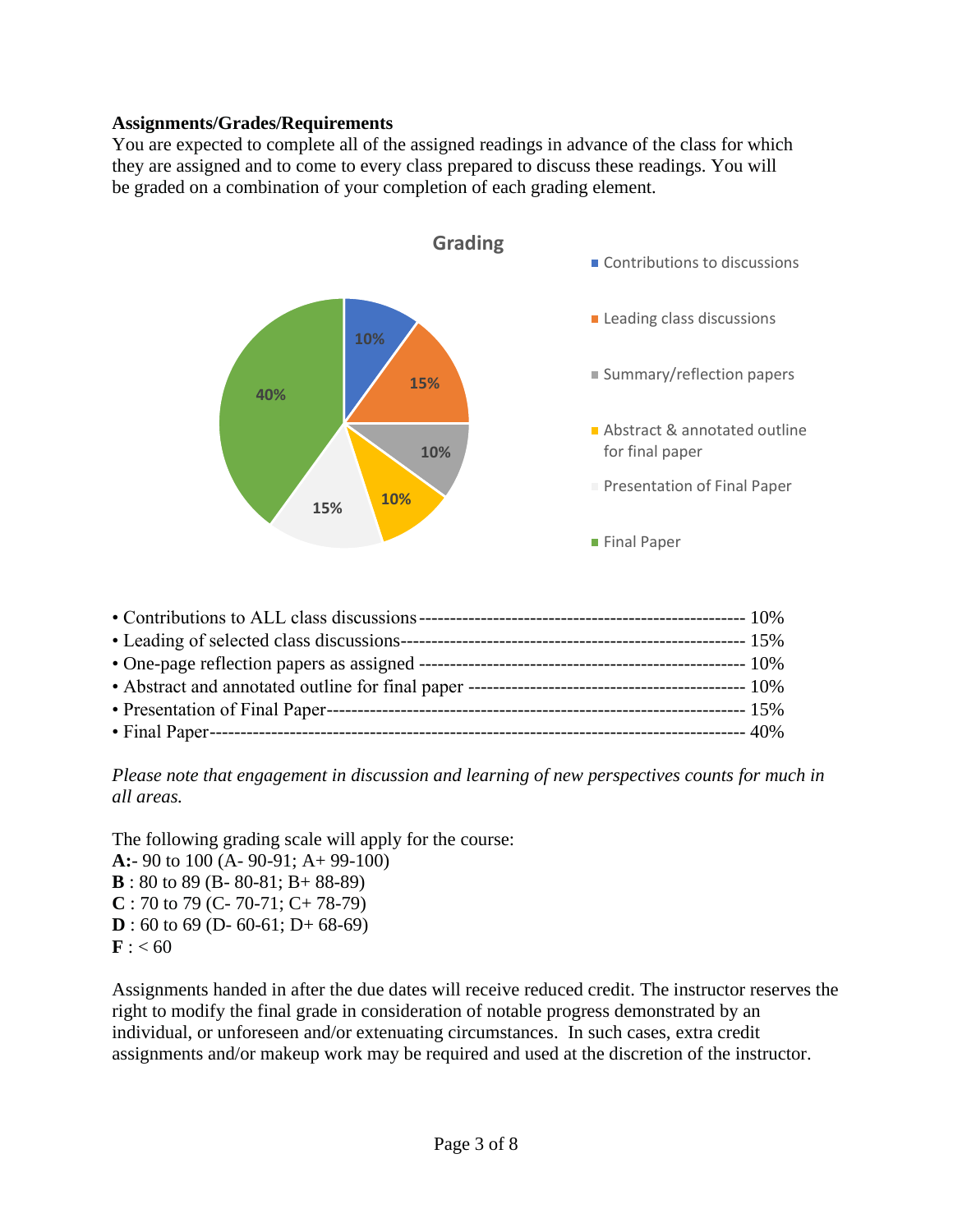**Assignments/Grades/Requirements**

You are expected to complete all of the assigned readings in advance of the class for which they are assigned and to come to every class prepared to discuss these readings. You will be graded on a combination of your completion of each grading element.

**Grading**

- Contributions to discussions — 10%
- Leading class discussions — 15%
- Summary/reflection papers — 10%
- Abstract & annotated outline for final paper — 10%
- Presentation of Final Paper — 15%
- Final Paper — 40%

- Contributions to ALL class discussions------------------------------------------------- 10%
- Leading of selected class discussions----------------------------------------------------- 15%
- One-page reflection papers as assigned ------------------------------------------------- 10%
- Abstract and annotated outline for final paper --------------------------------------- 10%
- Presentation of Final Paper------------------------------------------------------------------ 15%
- Final Paper-------------------------------------------------------------------------------------- 40%

*Please note that engagement in discussion and learning of new perspectives counts for much in all areas.*

The following grading scale will apply for the course:

**A:**- 90 to 100 (A- 90-91; A+ 99-100)
**B** : 80 to 89 (B- 80-81; B+ 88-89)
**C** : 70 to 79 (C- 70-71; C+ 78-79)
**D** : 60 to 69 (D- 60-61; D+ 68-69)
**F** : < 60

Assignments handed in after the due dates will receive reduced credit. The instructor reserves the right to modify the final grade in consideration of notable progress demonstrated by an individual, or unforeseen and/or extenuating circumstances. In such cases, extra credit assignments and/or makeup work may be required and used at the discretion of the instructor.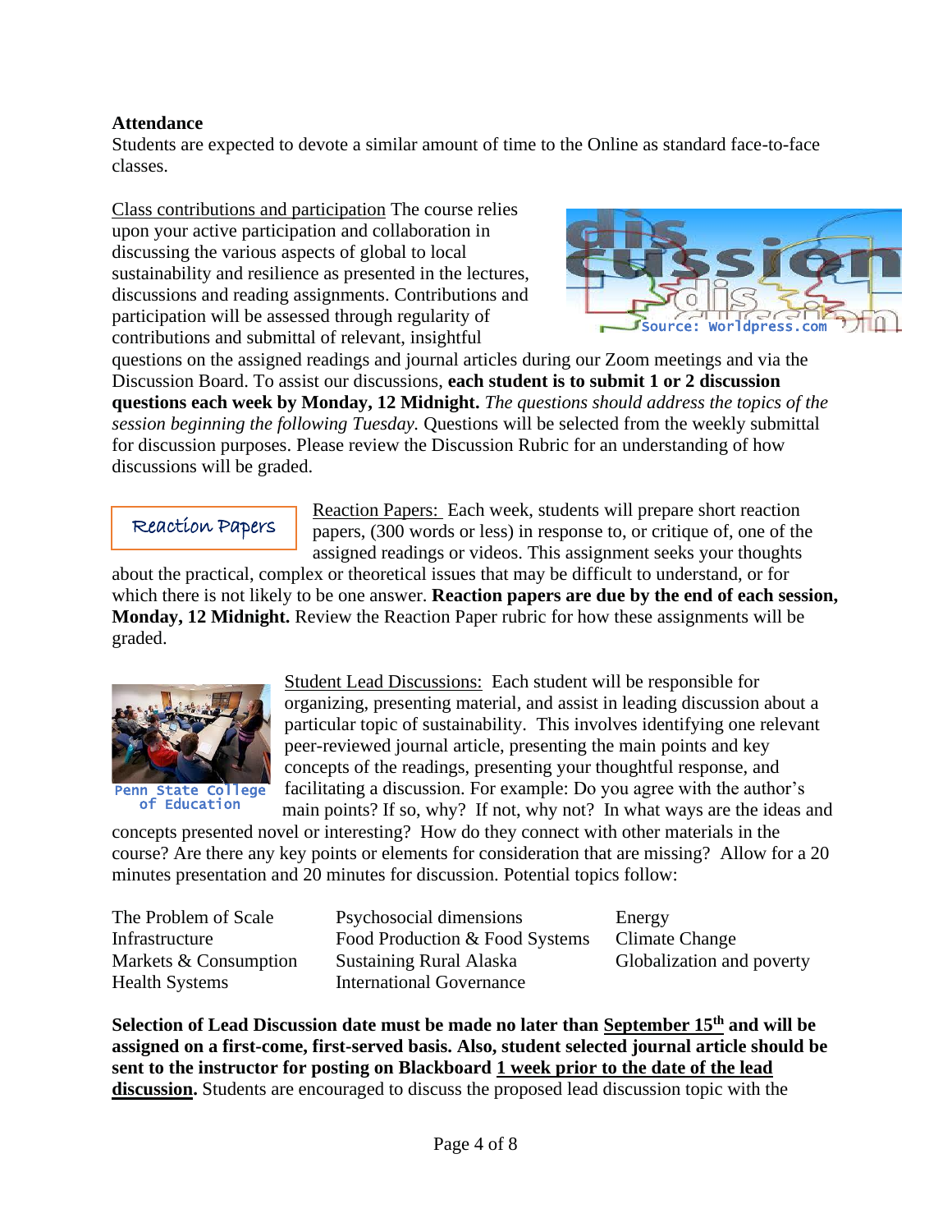**Attendance**

Students are expected to devote a similar amount of time to the Online as standard face-to-face classes.

Class contributions and participation The course relies upon your active participation and collaboration in discussing the various aspects of global to local sustainability and resilience as presented in the lectures, discussions and reading assignments. Contributions and participation will be assessed through regularity of contributions and submittal of relevant, insightful questions on the assigned readings and journal articles during our Zoom meetings and via the Discussion Board. To assist our discussions, **each student is to submit 1 or 2 discussion questions each week by Monday, 12 Midnight.** *The questions should address the topics of the session beginning the following Tuesday.* Questions will be selected from the weekly submittal for discussion purposes. Please review the Discussion Rubric for an understanding of how discussions will be graded.

Reaction Papers

Reaction Papers: Each week, students will prepare short reaction papers, (300 words or less) in response to, or critique of, one of the assigned readings or videos. This assignment seeks your thoughts about the practical, complex or theoretical issues that may be difficult to understand, or for which there is not likely to be one answer. **Reaction papers are due by the end of each session, Monday, 12 Midnight.** Review the Reaction Paper rubric for how these assignments will be graded.

Penn State College of Education

Student Lead Discussions: Each student will be responsible for organizing, presenting material, and assist in leading discussion about a particular topic of sustainability. This involves identifying one relevant peer-reviewed journal article, presenting the main points and key concepts of the readings, presenting your thoughtful response, and facilitating a discussion. For example: Do you agree with the author's main points? If so, why? If not, why not? In what ways are the ideas and concepts presented novel or interesting? How do they connect with other materials in the course? Are there any key points or elements for consideration that are missing? Allow for a 20 minutes presentation and 20 minutes for discussion. Potential topics follow:

| | | |
|---|---|---|
| The Problem of Scale | Psychosocial dimensions | Energy |
| Infrastructure | Food Production & Food Systems | Climate Change |
| Markets & Consumption | Sustaining Rural Alaska | Globalization and poverty |
| Health Systems | International Governance | |

**Selection of Lead Discussion date must be made no later than September 15th and will be assigned on a first-come, first-served basis. Also, student selected journal article should be sent to the instructor for posting on Blackboard 1 week prior to the date of the lead discussion.** Students are encouraged to discuss the proposed lead discussion topic with the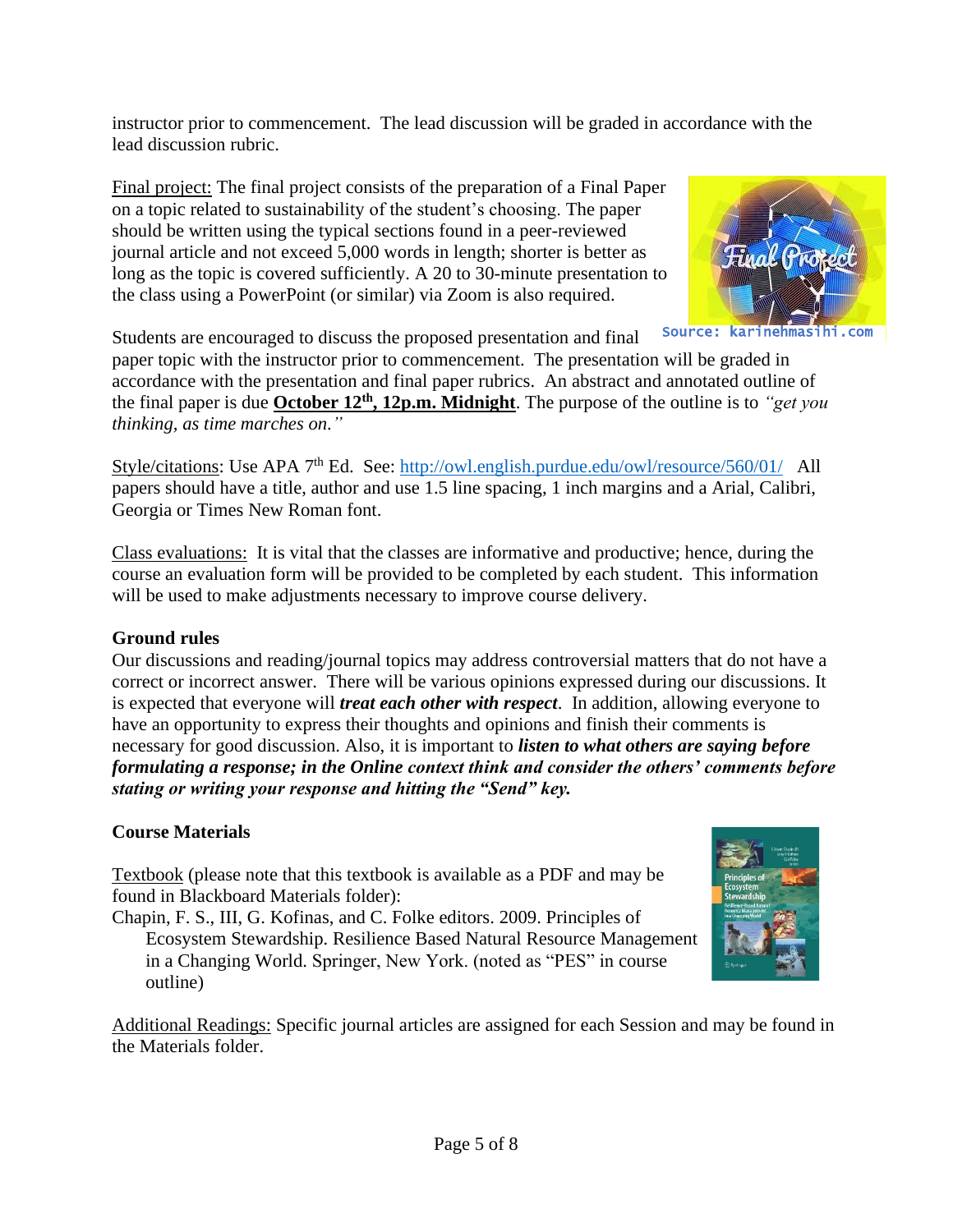instructor prior to commencement. The lead discussion will be graded in accordance with the lead discussion rubric.

Final project: The final project consists of the preparation of a Final Paper on a topic related to sustainability of the student's choosing. The paper should be written using the typical sections found in a peer-reviewed journal article and not exceed 5,000 words in length; shorter is better as long as the topic is covered sufficiently. A 20 to 30-minute presentation to the class using a PowerPoint (or similar) via Zoom is also required.

Source: karinehmasihi.com

Students are encouraged to discuss the proposed presentation and final paper topic with the instructor prior to commencement. The presentation will be graded in accordance with the presentation and final paper rubrics. An abstract and annotated outline of the final paper is due **October 12th, 12p.m. Midnight**. The purpose of the outline is to *"get you thinking, as time marches on."*

Style/citations: Use APA 7th Ed. See: http://owl.english.purdue.edu/owl/resource/560/01/ All papers should have a title, author and use 1.5 line spacing, 1 inch margins and a Arial, Calibri, Georgia or Times New Roman font.

Class evaluations: It is vital that the classes are informative and productive; hence, during the course an evaluation form will be provided to be completed by each student. This information will be used to make adjustments necessary to improve course delivery.

**Ground rules**

Our discussions and reading/journal topics may address controversial matters that do not have a correct or incorrect answer. There will be various opinions expressed during our discussions. It is expected that everyone will ***treat each other with respect***. In addition, allowing everyone to have an opportunity to express their thoughts and opinions and finish their comments is necessary for good discussion. Also, it is important to ***listen to what others are saying before formulating a response; in the Online context think and consider the others' comments before stating or writing your response and hitting the "Send" key.***

**Course Materials**

Textbook (please note that this textbook is available as a PDF and may be found in Blackboard Materials folder):

Chapin, F. S., III, G. Kofinas, and C. Folke editors. 2009. Principles of Ecosystem Stewardship. Resilience Based Natural Resource Management in a Changing World. Springer, New York. (noted as "PES" in course outline)

Additional Readings: Specific journal articles are assigned for each Session and may be found in the Materials folder.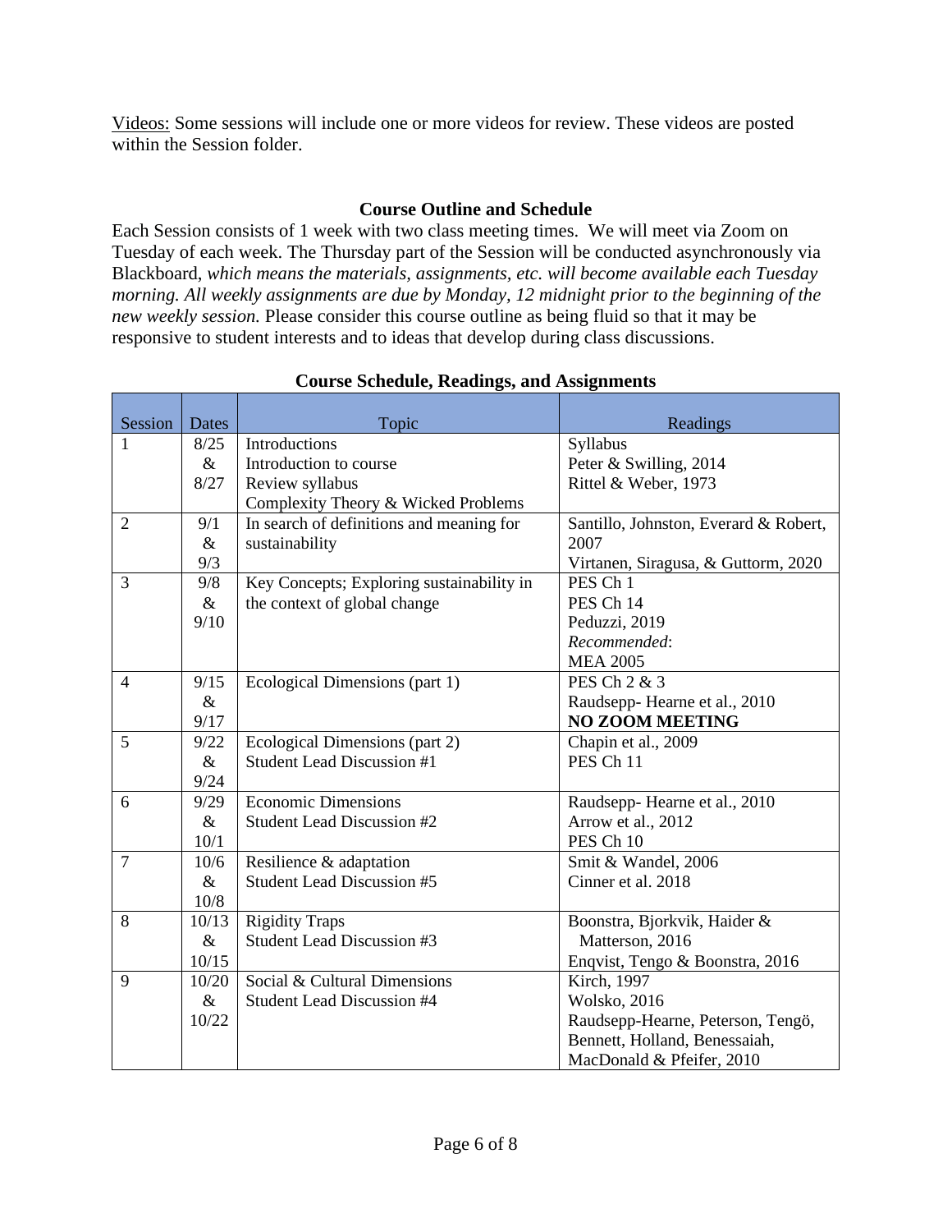<u>Videos:</u> Some sessions will include one or more videos for review. These videos are posted within the Session folder.

## Course Outline and Schedule

Each Session consists of 1 week with two class meeting times. We will meet via Zoom on Tuesday of each week. The Thursday part of the Session will be conducted asynchronously via Blackboard, *which means the materials, assignments, etc. will become available each Tuesday morning. All weekly assignments are due by Monday, 12 midnight prior to the beginning of the new weekly session.* Please consider this course outline as being fluid so that it may be responsive to student interests and to ideas that develop during class discussions.

### Course Schedule, Readings, and Assignments

| Session | Dates | Topic | Readings |
|---|---|---|---|
| 1 | 8/25 & 8/27 | Introductions<br>Introduction to course<br>Review syllabus<br>Complexity Theory & Wicked Problems | Syllabus<br>Peter & Swilling, 2014<br>Rittel & Weber, 1973 |
| 2 | 9/1 & 9/3 | In search of definitions and meaning for sustainability | Santillo, Johnston, Everard & Robert, 2007<br>Virtanen, Siragusa, & Guttorm, 2020 |
| 3 | 9/8 & 9/10 | Key Concepts; Exploring sustainability in the context of global change | PES Ch 1<br>PES Ch 14<br>Peduzzi, 2019<br>*Recommended*:<br>MEA 2005 |
| 4 | 9/15 & 9/17 | Ecological Dimensions (part 1) | PES Ch 2 & 3<br>Raudsepp- Hearne et al., 2010<br>**NO ZOOM MEETING** |
| 5 | 9/22 & 9/24 | Ecological Dimensions (part 2)<br>Student Lead Discussion #1 | Chapin et al., 2009<br>PES Ch 11 |
| 6 | 9/29 & 10/1 | Economic Dimensions<br>Student Lead Discussion #2 | Raudsepp- Hearne et al., 2010<br>Arrow et al., 2012<br>PES Ch 10 |
| 7 | 10/6 & 10/8 | Resilience & adaptation<br>Student Lead Discussion #5 | Smit & Wandel, 2006<br>Cinner et al. 2018 |
| 8 | 10/13 & 10/15 | Rigidity Traps<br>Student Lead Discussion #3 | Boonstra, Bjorkvik, Haider & Matterson, 2016<br>Enqvist, Tengo & Boonstra, 2016 |
| 9 | 10/20 & 10/22 | Social & Cultural Dimensions<br>Student Lead Discussion #4 | Kirch, 1997<br>Wolsko, 2016<br>Raudsepp-Hearne, Peterson, Tengö, Bennett, Holland, Benessaiah, MacDonald & Pfeifer, 2010 |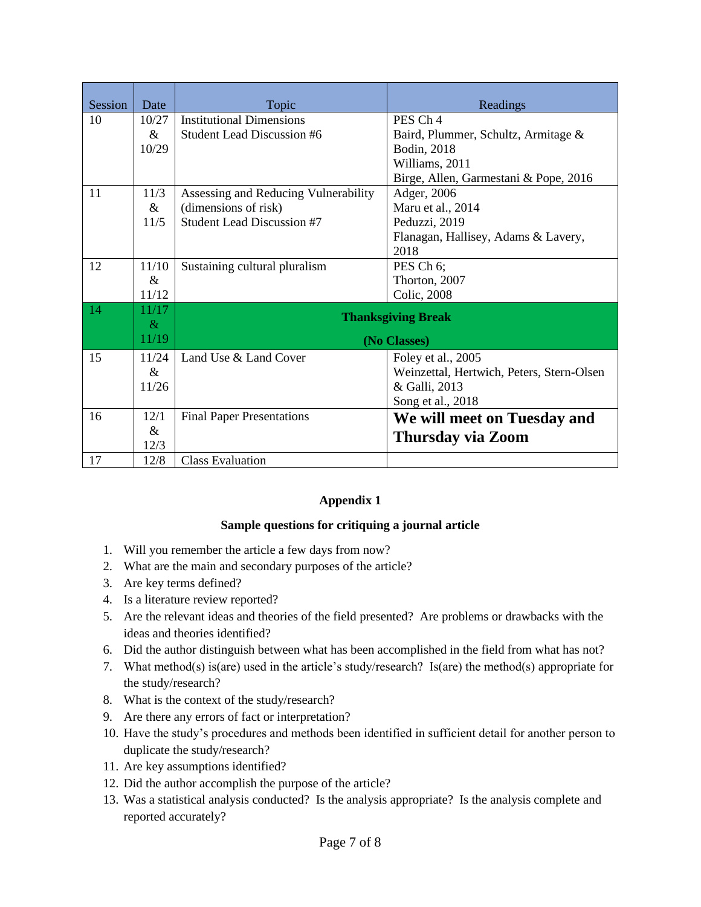| Session | Date | Topic | Readings |
|---|---|---|---|
| 10 | 10/27 & 10/29 | Institutional Dimensions<br>Student Lead Discussion #6 | PES Ch 4<br>Baird, Plummer, Schultz, Armitage & Bodin, 2018<br>Williams, 2011<br>Birge, Allen, Garmestani & Pope, 2016 |
| 11 | 11/3 & 11/5 | Assessing and Reducing Vulnerability (dimensions of risk)<br>Student Lead Discussion #7 | Adger, 2006<br>Maru et al., 2014<br>Peduzzi, 2019<br>Flanagan, Hallisey, Adams & Lavery, 2018 |
| 12 | 11/10 & 11/12 | Sustaining cultural pluralism | PES Ch 6;<br>Thorton, 2007<br>Colic, 2008 |
| 14 | 11/17 & 11/19 | **Thanksgiving Break**<br>**(No Classes)** | |
| 15 | 11/24 & 11/26 | Land Use & Land Cover | Foley et al., 2005<br>Weinzettal, Hertwich, Peters, Stern-Olsen & Galli, 2013<br>Song et al., 2018 |
| 16 | 12/1 & 12/3 | Final Paper Presentations | **We will meet on Tuesday and Thursday via Zoom** |
| 17 | 12/8 | Class Evaluation | |

## Appendix 1

### Sample questions for critiquing a journal article

1. Will you remember the article a few days from now?
2. What are the main and secondary purposes of the article?
3. Are key terms defined?
4. Is a literature review reported?
5. Are the relevant ideas and theories of the field presented? Are problems or drawbacks with the ideas and theories identified?
6. Did the author distinguish between what has been accomplished in the field from what has not?
7. What method(s) is(are) used in the article's study/research? Is(are) the method(s) appropriate for the study/research?
8. What is the context of the study/research?
9. Are there any errors of fact or interpretation?
10. Have the study's procedures and methods been identified in sufficient detail for another person to duplicate the study/research?
11. Are key assumptions identified?
12. Did the author accomplish the purpose of the article?
13. Was a statistical analysis conducted? Is the analysis appropriate? Is the analysis complete and reported accurately?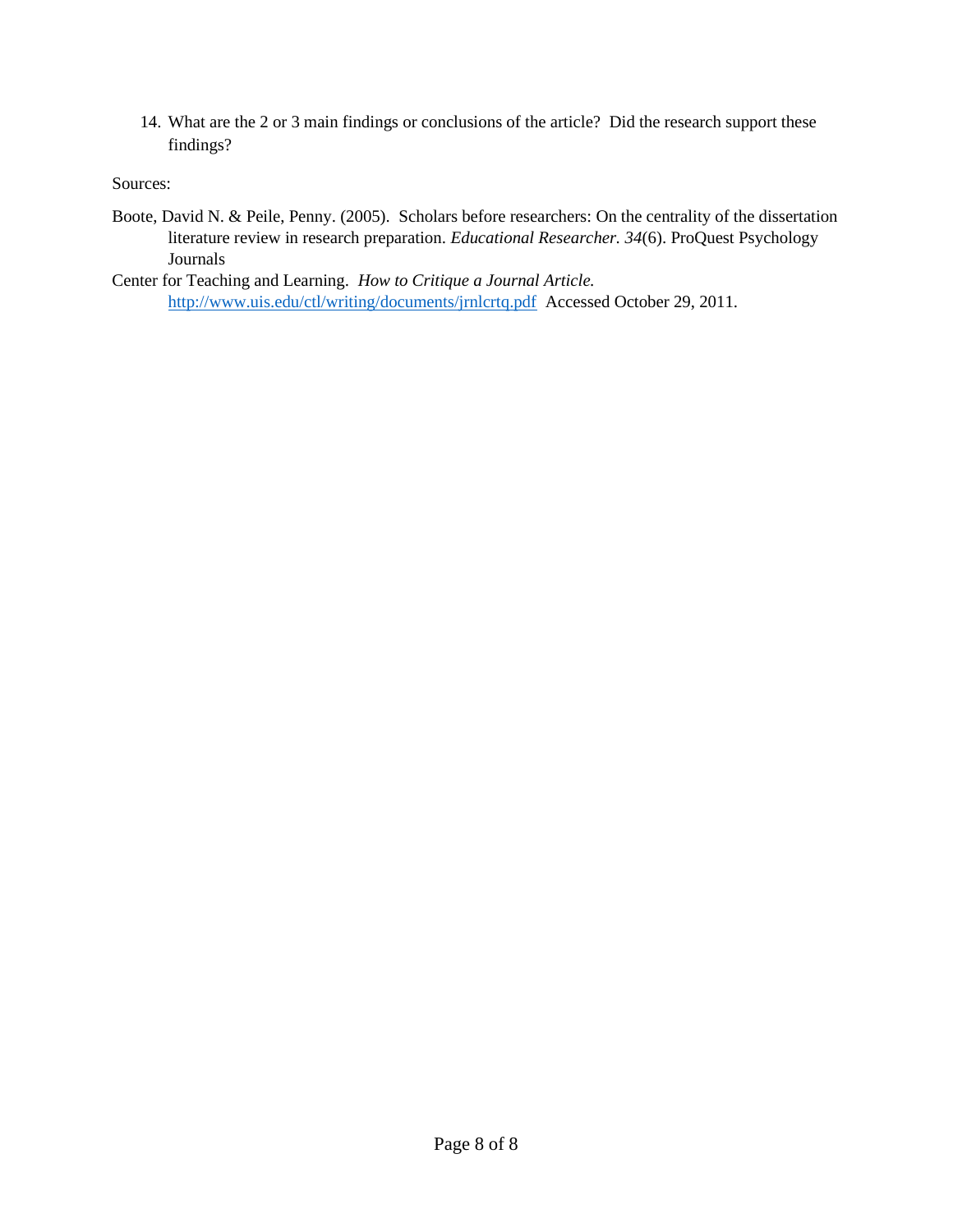14. What are the 2 or 3 main findings or conclusions of the article? Did the research support these findings?

Sources:

Boote, David N. & Peile, Penny. (2005). Scholars before researchers: On the centrality of the dissertation literature review in research preparation. *Educational Researcher. 34*(6). ProQuest Psychology Journals

Center for Teaching and Learning. *How to Critique a Journal Article.* http://www.uis.edu/ctl/writing/documents/jrnlcrtq.pdf Accessed October 29, 2011.